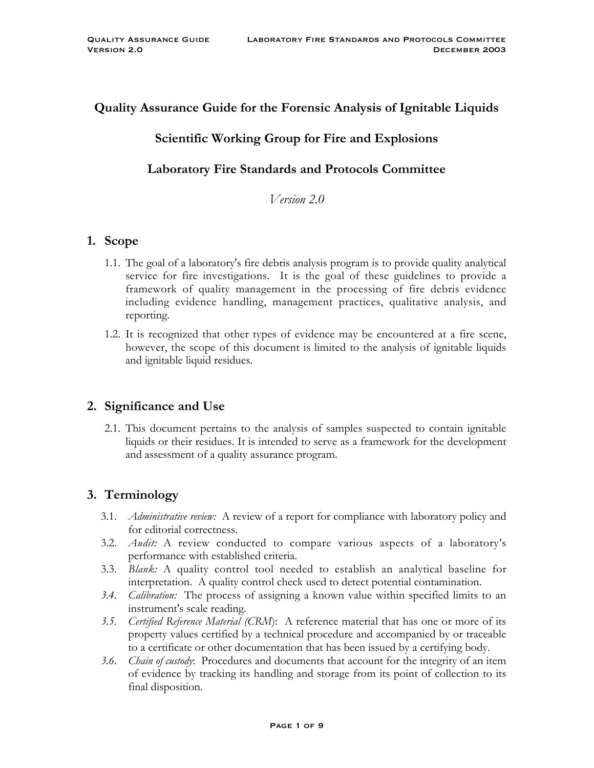# Quality Assurance Guide for the Forensic Analysis of Ignitable Liquids

## Scientific Working Group for Fire and Explosions

## Laboratory Fire Standards and Protocols Committee

*Version 2.0*

## 1. Scope

1.1. The goal of a laboratory's fire debris analysis program is to provide quality analytical service for fire investigations. It is the goal of these guidelines to provide a framework of quality management in the processing of fire debris evidence including evidence handling, management practices, qualitative analysis, and reporting.

1.2. It is recognized that other types of evidence may be encountered at a fire scene, however, the scope of this document is limited to the analysis of ignitable liquids and ignitable liquid residues.

## 2. Significance and Use

2.1. This document pertains to the analysis of samples suspected to contain ignitable liquids or their residues. It is intended to serve as a framework for the development and assessment of a quality assurance program.

## 3. Terminology

3.1. *Administrative review:* A review of a report for compliance with laboratory policy and for editorial correctness.

3.2. *Audit:* A review conducted to compare various aspects of a laboratory's performance with established criteria.

3.3. *Blank:* A quality control tool needed to establish an analytical baseline for interpretation. A quality control check used to detect potential contamination.

3.4. *Calibration:* The process of assigning a known value within specified limits to an instrument's scale reading.

3.5. *Certified Reference Material (CRM)*: A reference material that has one or more of its property values certified by a technical procedure and accompanied by or traceable to a certificate or other documentation that has been issued by a certifying body.

3.6. *Chain of custody*: Procedures and documents that account for the integrity of an item of evidence by tracking its handling and storage from its point of collection to its final disposition.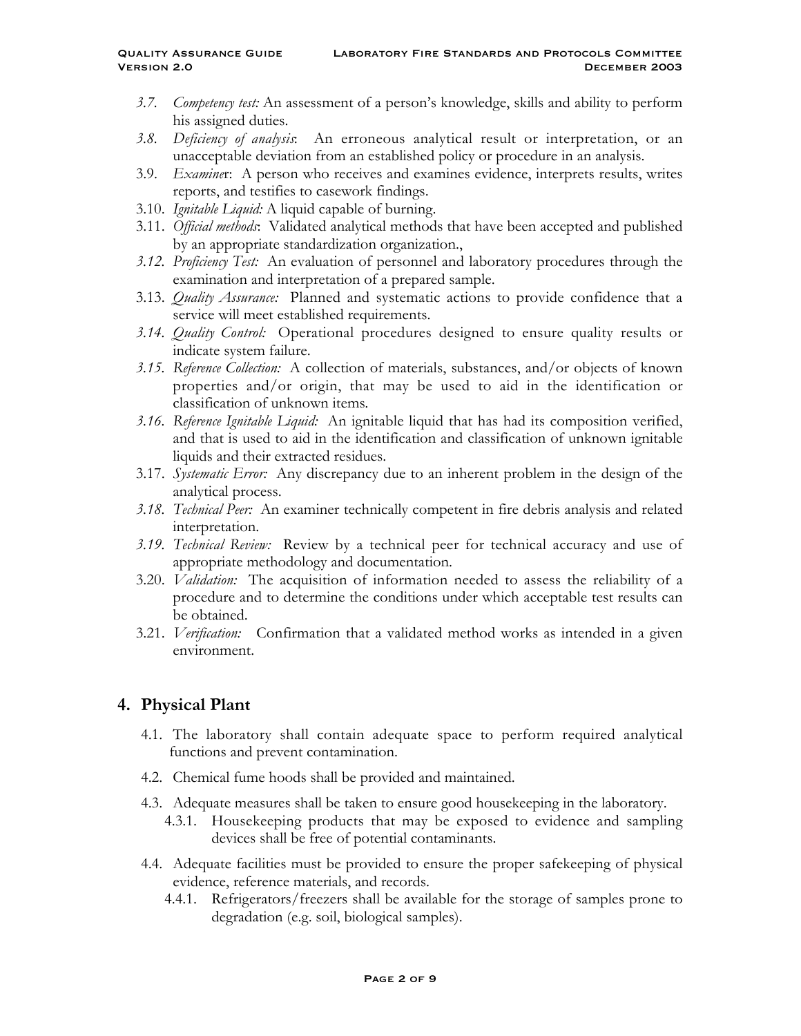- 3.7. *Competency test:* An assessment of a person's knowledge, skills and ability to perform his assigned duties.
- 3.8. *Deficiency of analysis*: An erroneous analytical result or interpretation, or an unacceptable deviation from an established policy or procedure in an analysis.
- 3.9. *Examiner*: A person who receives and examines evidence, interprets results, writes reports, and testifies to casework findings.
- 3.10. *Ignitable Liquid:* A liquid capable of burning.
- 3.11. *Official methods*: Validated analytical methods that have been accepted and published by an appropriate standardization organization.,
- 3.12. *Proficiency Test:* An evaluation of personnel and laboratory procedures through the examination and interpretation of a prepared sample.
- 3.13. *Quality Assurance:* Planned and systematic actions to provide confidence that a service will meet established requirements.
- 3.14. *Quality Control:* Operational procedures designed to ensure quality results or indicate system failure.
- 3.15. *Reference Collection:* A collection of materials, substances, and/or objects of known properties and/or origin, that may be used to aid in the identification or classification of unknown items.
- 3.16. *Reference Ignitable Liquid:* An ignitable liquid that has had its composition verified, and that is used to aid in the identification and classification of unknown ignitable liquids and their extracted residues.
- 3.17. *Systematic Error:* Any discrepancy due to an inherent problem in the design of the analytical process.
- 3.18. *Technical Peer:* An examiner technically competent in fire debris analysis and related interpretation.
- 3.19. *Technical Review:* Review by a technical peer for technical accuracy and use of appropriate methodology and documentation.
- 3.20. *Validation:* The acquisition of information needed to assess the reliability of a procedure and to determine the conditions under which acceptable test results can be obtained.
- 3.21. *Verification:* Confirmation that a validated method works as intended in a given environment.

## 4. Physical Plant

- 4.1. The laboratory shall contain adequate space to perform required analytical functions and prevent contamination.
- 4.2. Chemical fume hoods shall be provided and maintained.
- 4.3. Adequate measures shall be taken to ensure good housekeeping in the laboratory.
  - 4.3.1. Housekeeping products that may be exposed to evidence and sampling devices shall be free of potential contaminants.
- 4.4. Adequate facilities must be provided to ensure the proper safekeeping of physical evidence, reference materials, and records.
  - 4.4.1. Refrigerators/freezers shall be available for the storage of samples prone to degradation (e.g. soil, biological samples).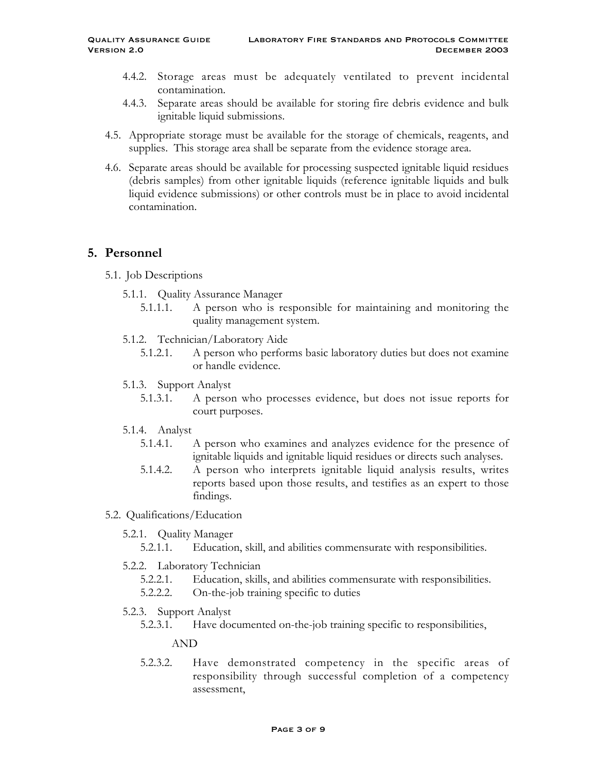4.4.2. Storage areas must be adequately ventilated to prevent incidental contamination.

4.4.3. Separate areas should be available for storing fire debris evidence and bulk ignitable liquid submissions.

4.5. Appropriate storage must be available for the storage of chemicals, reagents, and supplies. This storage area shall be separate from the evidence storage area.

4.6. Separate areas should be available for processing suspected ignitable liquid residues (debris samples) from other ignitable liquids (reference ignitable liquids and bulk liquid evidence submissions) or other controls must be in place to avoid incidental contamination.

## 5. Personnel

5.1. Job Descriptions

5.1.1. Quality Assurance Manager

5.1.1.1. A person who is responsible for maintaining and monitoring the quality management system.

5.1.2. Technician/Laboratory Aide

5.1.2.1. A person who performs basic laboratory duties but does not examine or handle evidence.

5.1.3. Support Analyst

5.1.3.1. A person who processes evidence, but does not issue reports for court purposes.

5.1.4. Analyst

5.1.4.1. A person who examines and analyzes evidence for the presence of ignitable liquids and ignitable liquid residues or directs such analyses.

5.1.4.2. A person who interprets ignitable liquid analysis results, writes reports based upon those results, and testifies as an expert to those findings.

5.2. Qualifications/Education

5.2.1. Quality Manager

5.2.1.1. Education, skill, and abilities commensurate with responsibilities.

5.2.2. Laboratory Technician

5.2.2.1. Education, skills, and abilities commensurate with responsibilities.

5.2.2.2. On-the-job training specific to duties

5.2.3. Support Analyst

5.2.3.1. Have documented on-the-job training specific to responsibilities,

AND

5.2.3.2. Have demonstrated competency in the specific areas of responsibility through successful completion of a competency assessment,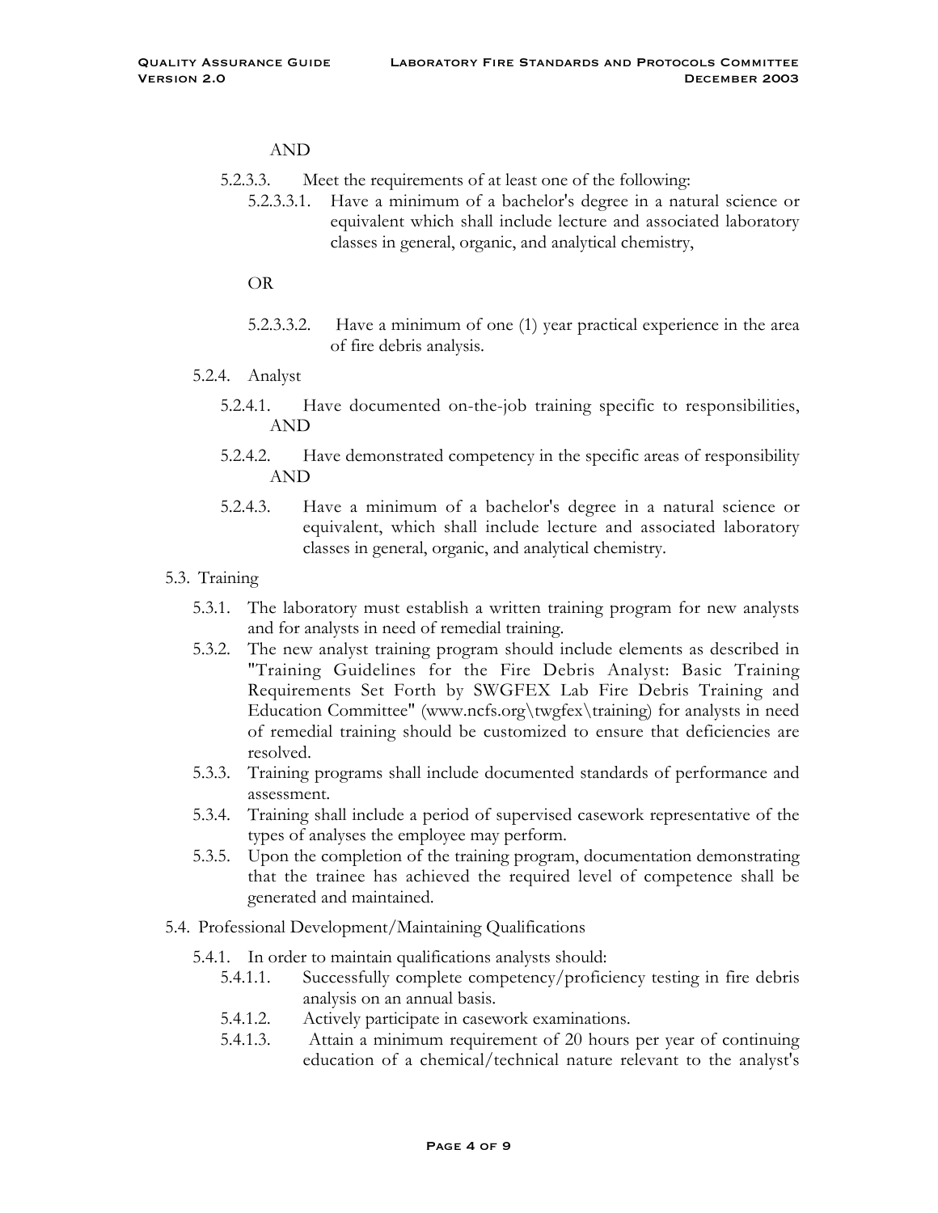AND

- 5.2.3.3. Meet the requirements of at least one of the following:
  - 5.2.3.3.1. Have a minimum of a bachelor's degree in a natural science or equivalent which shall include lecture and associated laboratory classes in general, organic, and analytical chemistry,

  OR

  - 5.2.3.3.2. Have a minimum of one (1) year practical experience in the area of fire debris analysis.

- 5.2.4. Analyst
  - 5.2.4.1. Have documented on-the-job training specific to responsibilities, AND
  - 5.2.4.2. Have demonstrated competency in the specific areas of responsibility AND
  - 5.2.4.3. Have a minimum of a bachelor's degree in a natural science or equivalent, which shall include lecture and associated laboratory classes in general, organic, and analytical chemistry.

- 5.3. Training
  - 5.3.1. The laboratory must establish a written training program for new analysts and for analysts in need of remedial training.
  - 5.3.2. The new analyst training program should include elements as described in "Training Guidelines for the Fire Debris Analyst: Basic Training Requirements Set Forth by SWGFEX Lab Fire Debris Training and Education Committee" (www.ncfs.org\twgfex\training) for analysts in need of remedial training should be customized to ensure that deficiencies are resolved.
  - 5.3.3. Training programs shall include documented standards of performance and assessment.
  - 5.3.4. Training shall include a period of supervised casework representative of the types of analyses the employee may perform.
  - 5.3.5. Upon the completion of the training program, documentation demonstrating that the trainee has achieved the required level of competence shall be generated and maintained.

- 5.4. Professional Development/Maintaining Qualifications
  - 5.4.1. In order to maintain qualifications analysts should:
    - 5.4.1.1. Successfully complete competency/proficiency testing in fire debris analysis on an annual basis.
    - 5.4.1.2. Actively participate in casework examinations.
    - 5.4.1.3. Attain a minimum requirement of 20 hours per year of continuing education of a chemical/technical nature relevant to the analyst's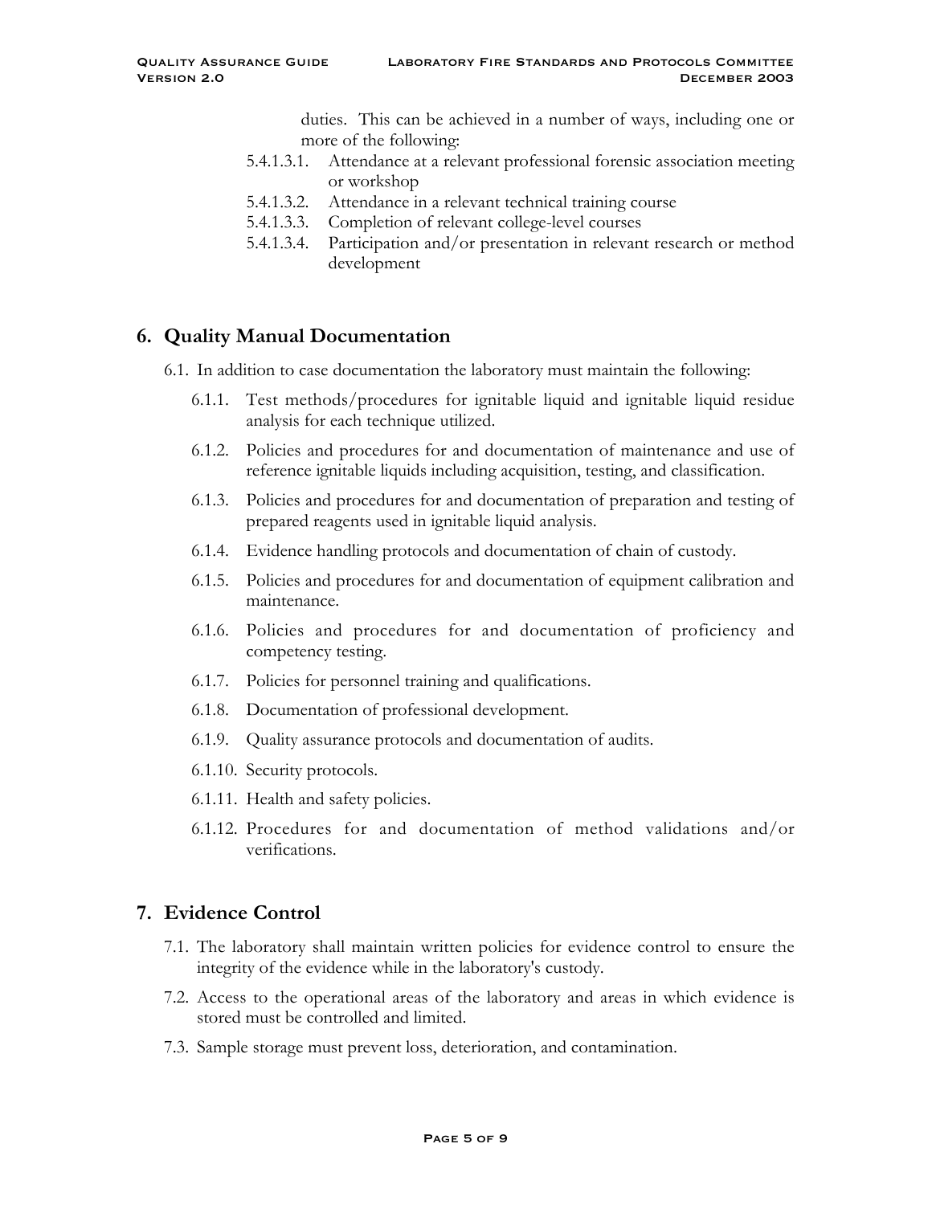duties. This can be achieved in a number of ways, including one or more of the following:

- 5.4.1.3.1. Attendance at a relevant professional forensic association meeting or workshop
- 5.4.1.3.2. Attendance in a relevant technical training course
- 5.4.1.3.3. Completion of relevant college-level courses
- 5.4.1.3.4. Participation and/or presentation in relevant research or method development

## 6. Quality Manual Documentation

6.1. In addition to case documentation the laboratory must maintain the following:

- 6.1.1. Test methods/procedures for ignitable liquid and ignitable liquid residue analysis for each technique utilized.
- 6.1.2. Policies and procedures for and documentation of maintenance and use of reference ignitable liquids including acquisition, testing, and classification.
- 6.1.3. Policies and procedures for and documentation of preparation and testing of prepared reagents used in ignitable liquid analysis.
- 6.1.4. Evidence handling protocols and documentation of chain of custody.
- 6.1.5. Policies and procedures for and documentation of equipment calibration and maintenance.
- 6.1.6. Policies and procedures for and documentation of proficiency and competency testing.
- 6.1.7. Policies for personnel training and qualifications.
- 6.1.8. Documentation of professional development.
- 6.1.9. Quality assurance protocols and documentation of audits.
- 6.1.10. Security protocols.
- 6.1.11. Health and safety policies.
- 6.1.12. Procedures for and documentation of method validations and/or verifications.

## 7. Evidence Control

7.1. The laboratory shall maintain written policies for evidence control to ensure the integrity of the evidence while in the laboratory's custody.

7.2. Access to the operational areas of the laboratory and areas in which evidence is stored must be controlled and limited.

7.3. Sample storage must prevent loss, deterioration, and contamination.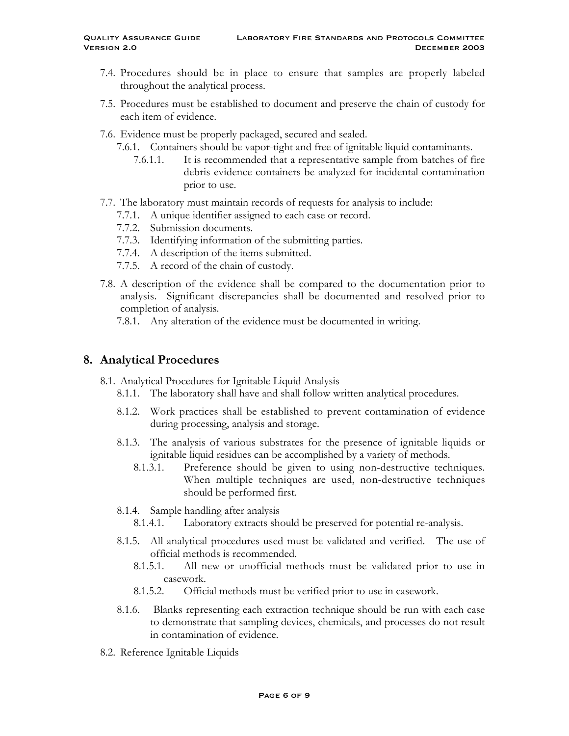7.4. Procedures should be in place to ensure that samples are properly labeled throughout the analytical process.

7.5. Procedures must be established to document and preserve the chain of custody for each item of evidence.

7.6. Evidence must be properly packaged, secured and sealed.

7.6.1. Containers should be vapor-tight and free of ignitable liquid contaminants.

7.6.1.1. It is recommended that a representative sample from batches of fire debris evidence containers be analyzed for incidental contamination prior to use.

7.7. The laboratory must maintain records of requests for analysis to include:

7.7.1. A unique identifier assigned to each case or record.

7.7.2. Submission documents.

7.7.3. Identifying information of the submitting parties.

7.7.4. A description of the items submitted.

7.7.5. A record of the chain of custody.

7.8. A description of the evidence shall be compared to the documentation prior to analysis. Significant discrepancies shall be documented and resolved prior to completion of analysis.

7.8.1. Any alteration of the evidence must be documented in writing.

## 8. Analytical Procedures

8.1. Analytical Procedures for Ignitable Liquid Analysis

8.1.1. The laboratory shall have and shall follow written analytical procedures.

8.1.2. Work practices shall be established to prevent contamination of evidence during processing, analysis and storage.

8.1.3. The analysis of various substrates for the presence of ignitable liquids or ignitable liquid residues can be accomplished by a variety of methods.

8.1.3.1. Preference should be given to using non-destructive techniques. When multiple techniques are used, non-destructive techniques should be performed first.

8.1.4. Sample handling after analysis

8.1.4.1. Laboratory extracts should be preserved for potential re-analysis.

8.1.5. All analytical procedures used must be validated and verified. The use of official methods is recommended.

8.1.5.1. All new or unofficial methods must be validated prior to use in casework.

8.1.5.2. Official methods must be verified prior to use in casework.

8.1.6. Blanks representing each extraction technique should be run with each case to demonstrate that sampling devices, chemicals, and processes do not result in contamination of evidence.

8.2. Reference Ignitable Liquids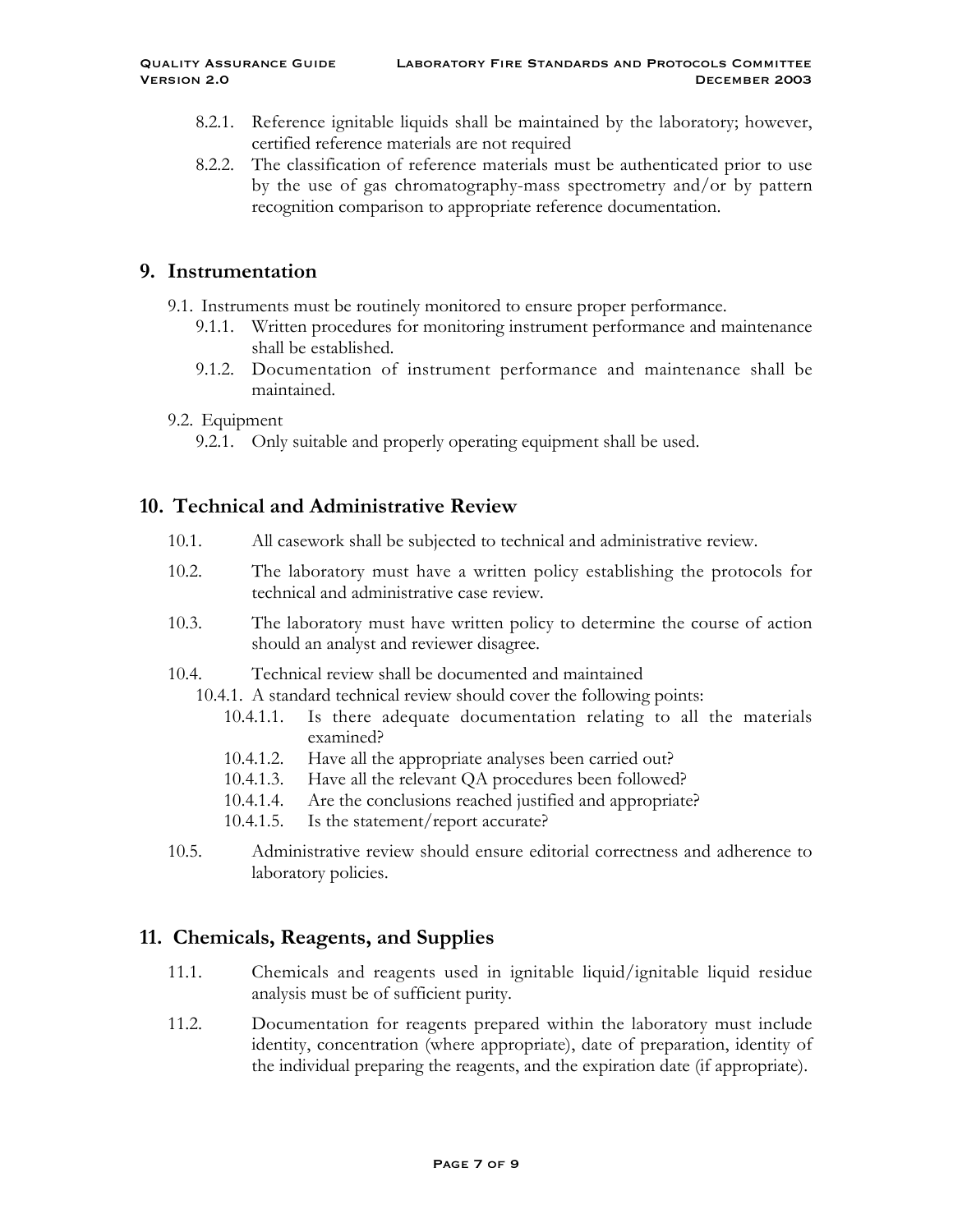8.2.1. Reference ignitable liquids shall be maintained by the laboratory; however, certified reference materials are not required

8.2.2. The classification of reference materials must be authenticated prior to use by the use of gas chromatography-mass spectrometry and/or by pattern recognition comparison to appropriate reference documentation.

## 9. Instrumentation

9.1. Instruments must be routinely monitored to ensure proper performance.

9.1.1. Written procedures for monitoring instrument performance and maintenance shall be established.

9.1.2. Documentation of instrument performance and maintenance shall be maintained.

9.2. Equipment

9.2.1. Only suitable and properly operating equipment shall be used.

## 10. Technical and Administrative Review

10.1. All casework shall be subjected to technical and administrative review.

10.2. The laboratory must have a written policy establishing the protocols for technical and administrative case review.

10.3. The laboratory must have written policy to determine the course of action should an analyst and reviewer disagree.

10.4. Technical review shall be documented and maintained

10.4.1. A standard technical review should cover the following points:

10.4.1.1. Is there adequate documentation relating to all the materials examined?

10.4.1.2. Have all the appropriate analyses been carried out?

10.4.1.3. Have all the relevant QA procedures been followed?

10.4.1.4. Are the conclusions reached justified and appropriate?

10.4.1.5. Is the statement/report accurate?

10.5. Administrative review should ensure editorial correctness and adherence to laboratory policies.

## 11. Chemicals, Reagents, and Supplies

11.1. Chemicals and reagents used in ignitable liquid/ignitable liquid residue analysis must be of sufficient purity.

11.2. Documentation for reagents prepared within the laboratory must include identity, concentration (where appropriate), date of preparation, identity of the individual preparing the reagents, and the expiration date (if appropriate).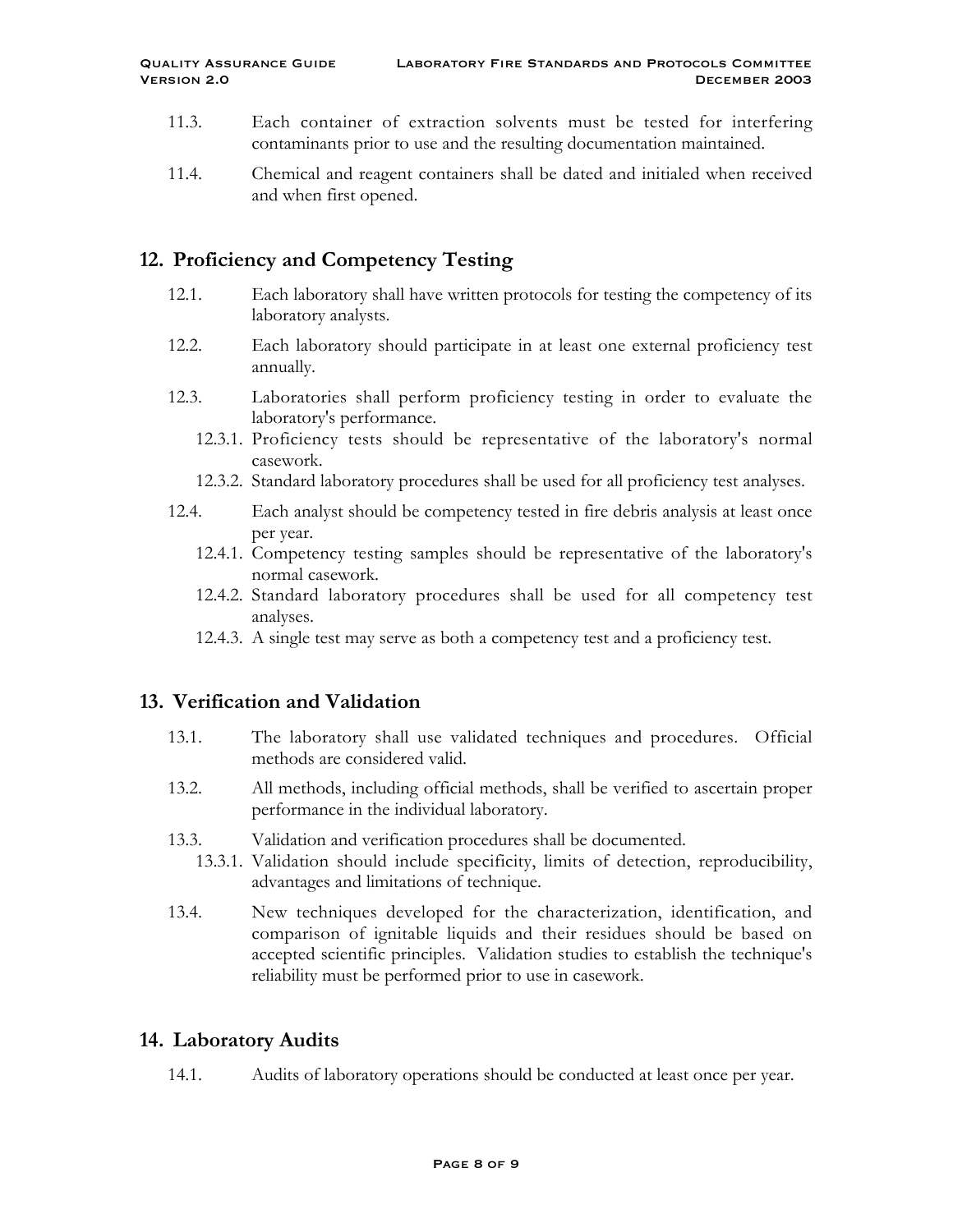11.3. Each container of extraction solvents must be tested for interfering contaminants prior to use and the resulting documentation maintained.

11.4. Chemical and reagent containers shall be dated and initialed when received and when first opened.

## 12. Proficiency and Competency Testing

12.1. Each laboratory shall have written protocols for testing the competency of its laboratory analysts.

12.2. Each laboratory should participate in at least one external proficiency test annually.

12.3. Laboratories shall perform proficiency testing in order to evaluate the laboratory's performance.

- 12.3.1. Proficiency tests should be representative of the laboratory's normal casework.
- 12.3.2. Standard laboratory procedures shall be used for all proficiency test analyses.

12.4. Each analyst should be competency tested in fire debris analysis at least once per year.

- 12.4.1. Competency testing samples should be representative of the laboratory's normal casework.
- 12.4.2. Standard laboratory procedures shall be used for all competency test analyses.
- 12.4.3. A single test may serve as both a competency test and a proficiency test.

## 13. Verification and Validation

13.1. The laboratory shall use validated techniques and procedures. Official methods are considered valid.

13.2. All methods, including official methods, shall be verified to ascertain proper performance in the individual laboratory.

13.3. Validation and verification procedures shall be documented.

- 13.3.1. Validation should include specificity, limits of detection, reproducibility, advantages and limitations of technique.

13.4. New techniques developed for the characterization, identification, and comparison of ignitable liquids and their residues should be based on accepted scientific principles. Validation studies to establish the technique's reliability must be performed prior to use in casework.

## 14. Laboratory Audits

14.1. Audits of laboratory operations should be conducted at least once per year.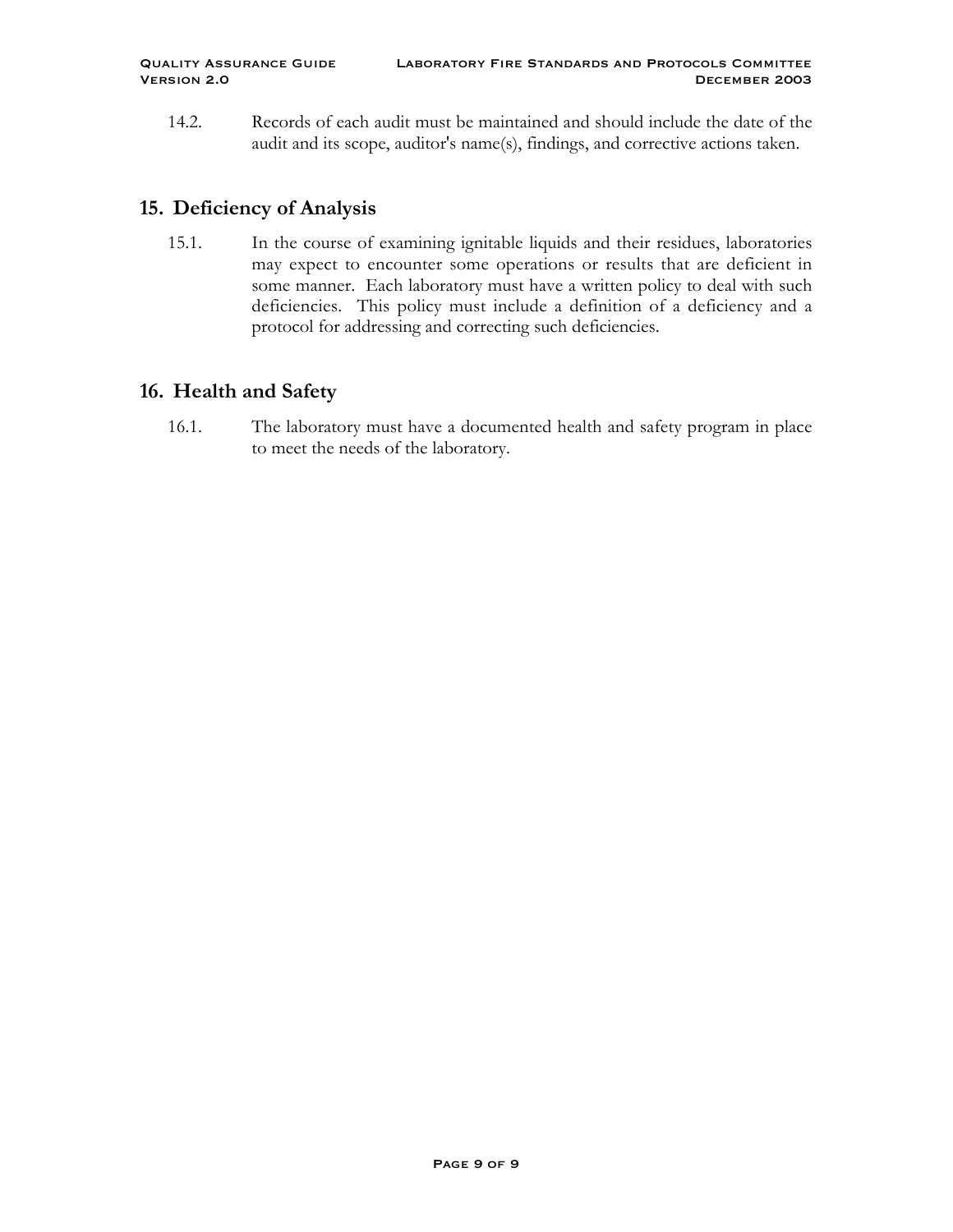14.2. Records of each audit must be maintained and should include the date of the audit and its scope, auditor's name(s), findings, and corrective actions taken.

## 15. Deficiency of Analysis

15.1. In the course of examining ignitable liquids and their residues, laboratories may expect to encounter some operations or results that are deficient in some manner. Each laboratory must have a written policy to deal with such deficiencies. This policy must include a definition of a deficiency and a protocol for addressing and correcting such deficiencies.

## 16. Health and Safety

16.1. The laboratory must have a documented health and safety program in place to meet the needs of the laboratory.